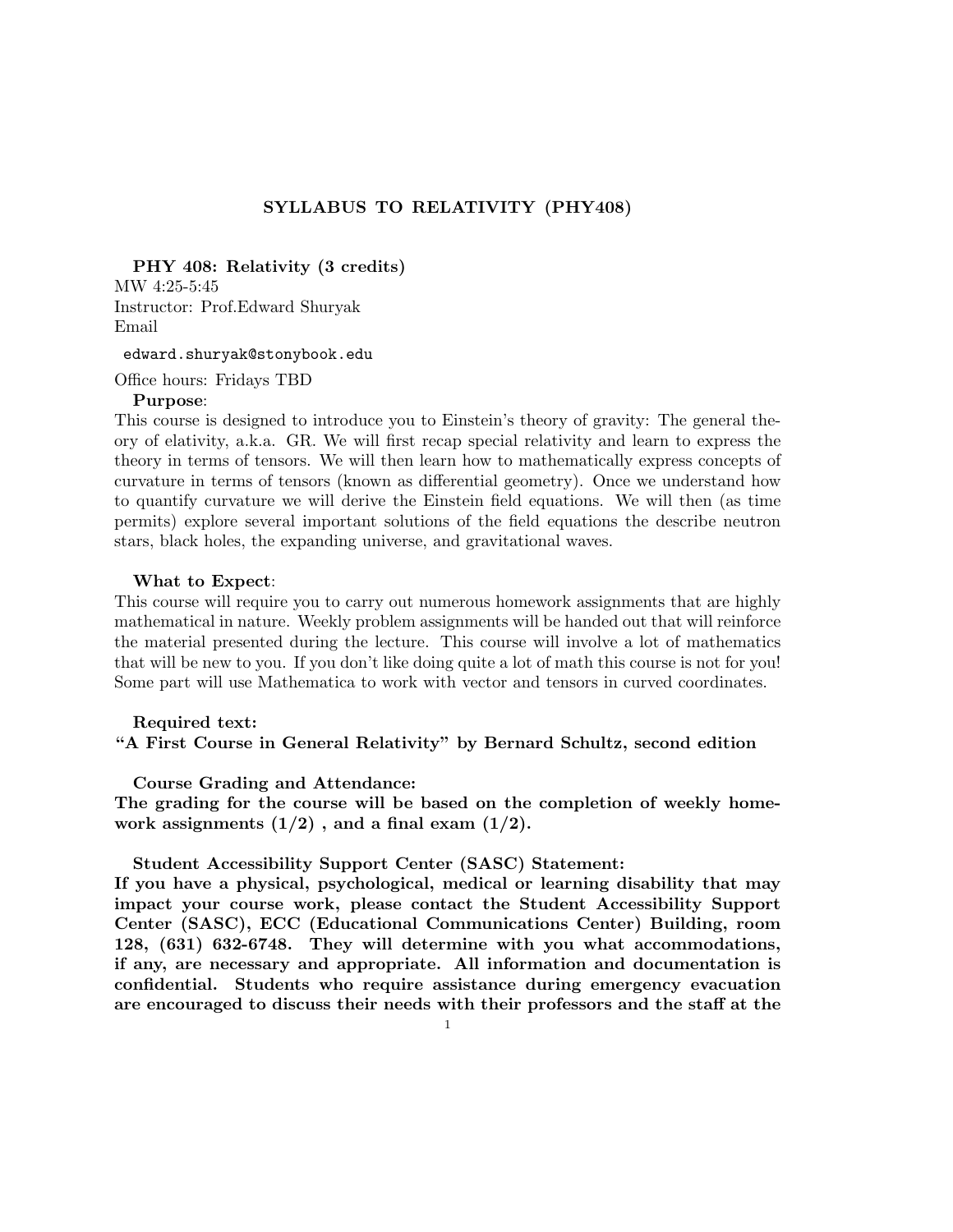# SYLLABUS TO RELATIVITY (PHY408)

**PHY 408: Relativity (3 credits)**
MW 4:25-5:45
Instructor: Prof.Edward Shuryak
Email

`edward.shuryak@stonybook.edu`

Office hours: Fridays TBD

**Purpose**:
This course is designed to introduce you to Einstein's theory of gravity: The general theory of elativity, a.k.a. GR. We will first recap special relativity and learn to express the theory in terms of tensors. We will then learn how to mathematically express concepts of curvature in terms of tensors (known as differential geometry). Once we understand how to quantify curvature we will derive the Einstein field equations. We will then (as time permits) explore several important solutions of the field equations the describe neutron stars, black holes, the expanding universe, and gravitational waves.

**What to Expect**:
This course will require you to carry out numerous homework assignments that are highly mathematical in nature. Weekly problem assignments will be handed out that will reinforce the material presented during the lecture. This course will involve a lot of mathematics that will be new to you. If you don't like doing quite a lot of math this course is not for you! Some part will use Mathematica to work with vector and tensors in curved coordinates.

**Required text:**
**"A First Course in General Relativity" by Bernard Schultz, second edition**

**Course Grading and Attendance:**
**The grading for the course will be based on the completion of weekly homework assignments (1/2) , and a final exam (1/2).**

**Student Accessibility Support Center (SASC) Statement:**
**If you have a physical, psychological, medical or learning disability that may impact your course work, please contact the Student Accessibility Support Center (SASC), ECC (Educational Communications Center) Building, room 128, (631) 632-6748. They will determine with you what accommodations, if any, are necessary and appropriate. All information and documentation is confidential. Students who require assistance during emergency evacuation are encouraged to discuss their needs with their professors and the staff at the**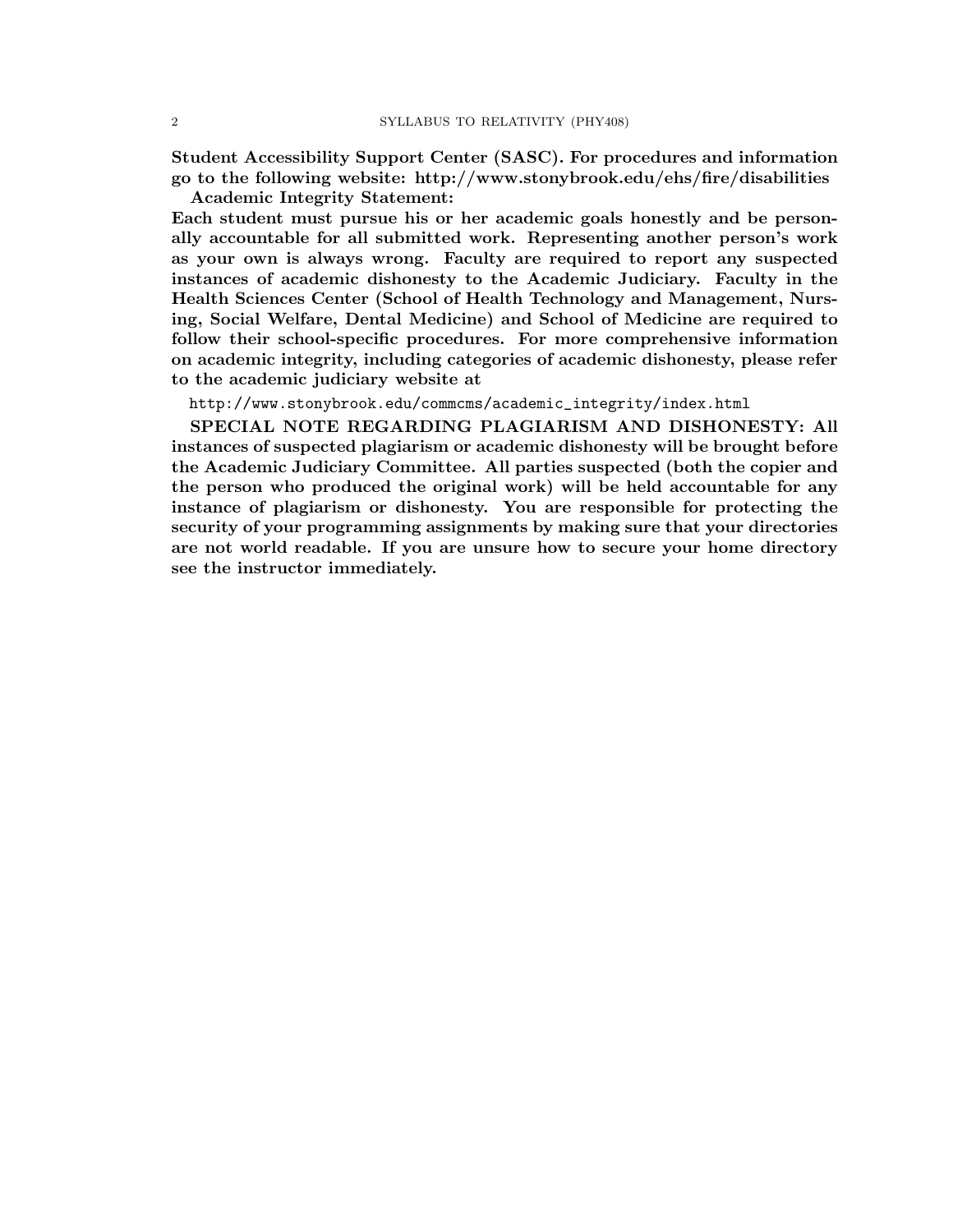**Student Accessibility Support Center (SASC). For procedures and information go to the following website: http://www.stonybrook.edu/ehs/fire/disabilities**

**Academic Integrity Statement:**

**Each student must pursue his or her academic goals honestly and be personally accountable for all submitted work. Representing another person's work as your own is always wrong. Faculty are required to report any suspected instances of academic dishonesty to the Academic Judiciary. Faculty in the Health Sciences Center (School of Health Technology and Management, Nursing, Social Welfare, Dental Medicine) and School of Medicine are required to follow their school-specific procedures. For more comprehensive information on academic integrity, including categories of academic dishonesty, please refer to the academic judiciary website at**

http://www.stonybrook.edu/commcms/academic_integrity/index.html

**SPECIAL NOTE REGARDING PLAGIARISM AND DISHONESTY: All instances of suspected plagiarism or academic dishonesty will be brought before the Academic Judiciary Committee. All parties suspected (both the copier and the person who produced the original work) will be held accountable for any instance of plagiarism or dishonesty. You are responsible for protecting the security of your programming assignments by making sure that your directories are not world readable. If you are unsure how to secure your home directory see the instructor immediately.**